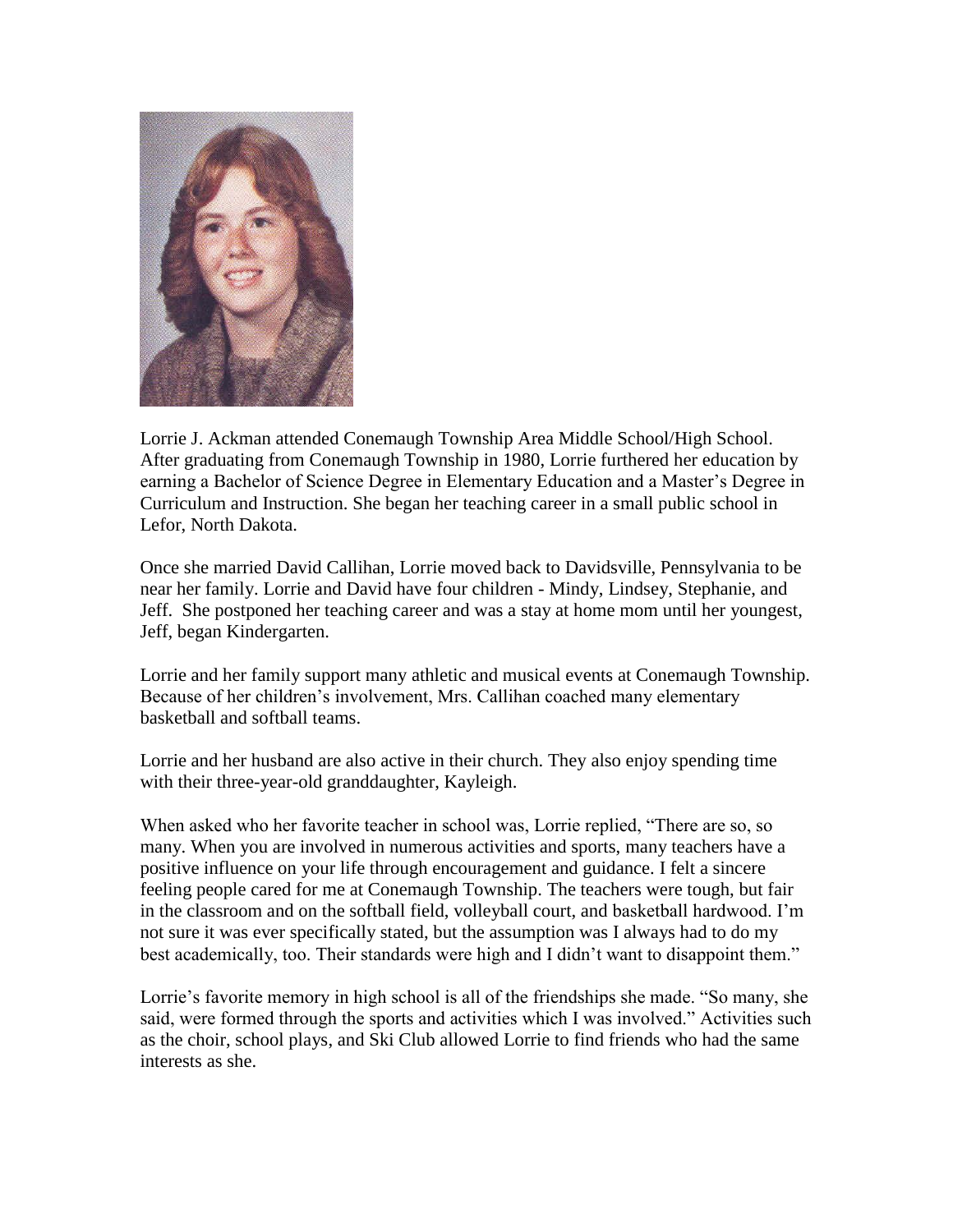Lorrie J. Ackman attended Conemaugh Township Area Middle School/High School. After graduating from Conemaugh Township in 1980, Lorrie furthered her education by earning a Bachelor of Science Degree in Elementary Education and a Master's Degree in Curriculum and Instruction. She began her teaching career in a small public school in Lefor, North Dakota.

Once she married David Callihan, Lorrie moved back to Davidsville, Pennsylvania to be near her family. Lorrie and David have four children - Mindy, Lindsey, Stephanie, and Jeff. She postponed her teaching career and was a stay at home mom until her youngest, Jeff, began Kindergarten.

Lorrie and her family support many athletic and musical events at Conemaugh Township. Because of her children's involvement, Mrs. Callihan coached many elementary basketball and softball teams.

Lorrie and her husband are also active in their church. They also enjoy spending time with their three-year-old granddaughter, Kayleigh.

When asked who her favorite teacher in school was, Lorrie replied, "There are so, so many. When you are involved in numerous activities and sports, many teachers have a positive influence on your life through encouragement and guidance. I felt a sincere feeling people cared for me at Conemaugh Township. The teachers were tough, but fair in the classroom and on the softball field, volleyball court, and basketball hardwood. I'm not sure it was ever specifically stated, but the assumption was I always had to do my best academically, too. Their standards were high and I didn't want to disappoint them."

Lorrie's favorite memory in high school is all of the friendships she made. "So many, she said, were formed through the sports and activities which I was involved." Activities such as the choir, school plays, and Ski Club allowed Lorrie to find friends who had the same interests as she.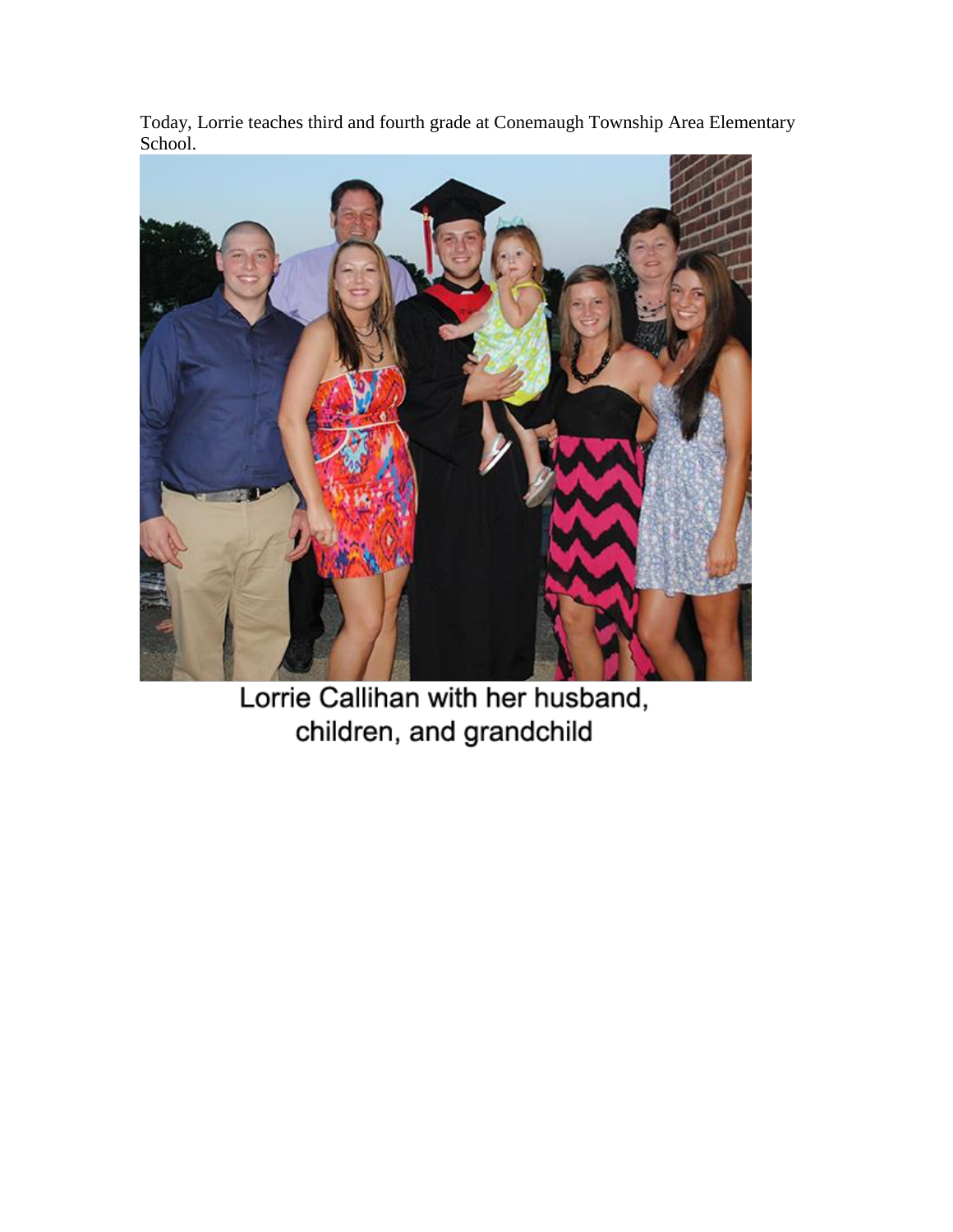Today, Lorrie teaches third and fourth grade at Conemaugh Township Area Elementary School.

Lorrie Callihan with her husband, children, and grandchild